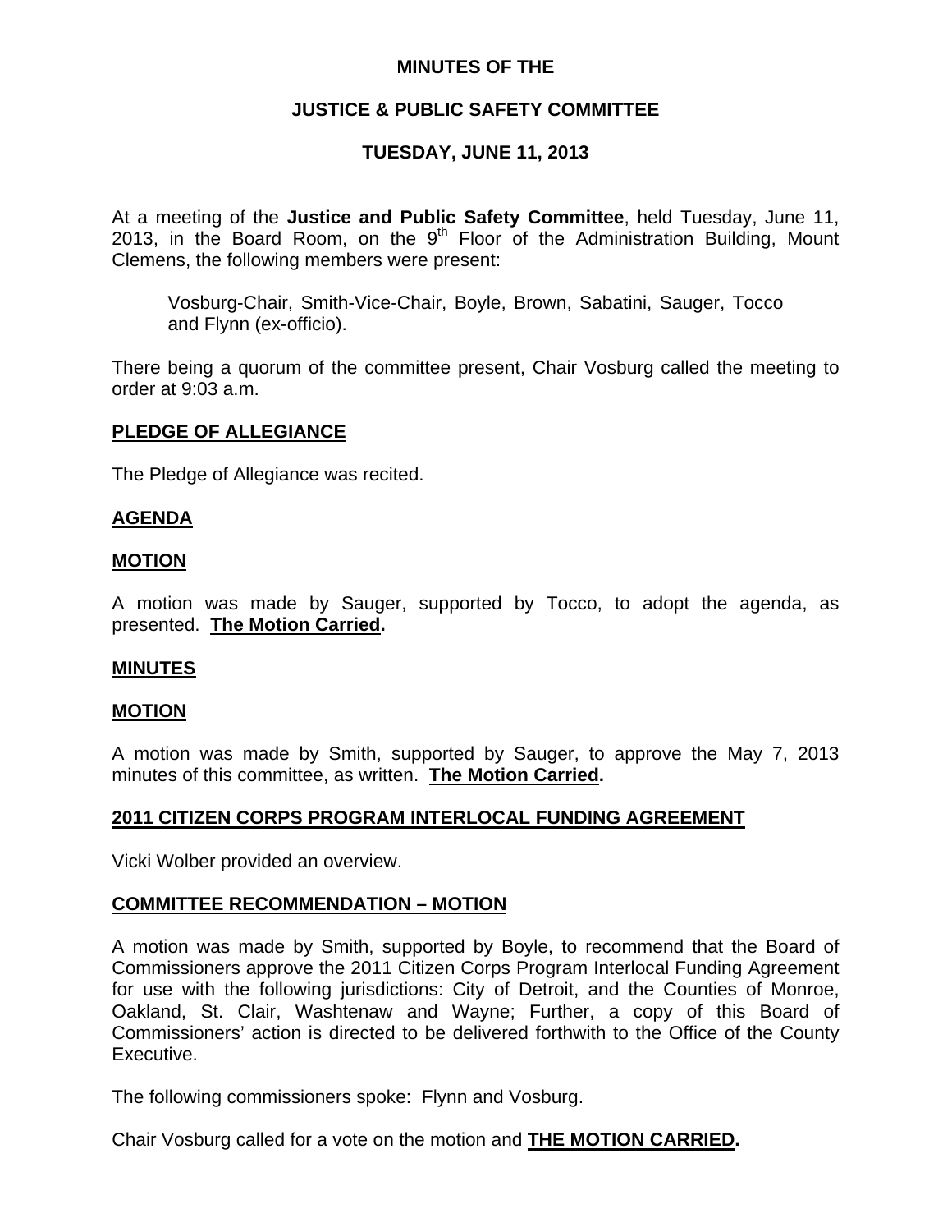# MINUTES OF THE

# JUSTICE & PUBLIC SAFETY COMMITTEE

# TUESDAY, JUNE 11, 2013

At a meeting of the **Justice and Public Safety Committee**, held Tuesday, June 11, 2013, in the Board Room, on the 9th Floor of the Administration Building, Mount Clemens, the following members were present:

> Vosburg-Chair, Smith-Vice-Chair, Boyle, Brown, Sabatini, Sauger, Tocco and Flynn (ex-officio).

There being a quorum of the committee present, Chair Vosburg called the meeting to order at 9:03 a.m.

## PLEDGE OF ALLEGIANCE

The Pledge of Allegiance was recited.

## AGENDA

## MOTION

A motion was made by Sauger, supported by Tocco, to adopt the agenda, as presented. **The Motion Carried.**

## MINUTES

## MOTION

A motion was made by Smith, supported by Sauger, to approve the May 7, 2013 minutes of this committee, as written. **The Motion Carried.**

## 2011 CITIZEN CORPS PROGRAM INTERLOCAL FUNDING AGREEMENT

Vicki Wolber provided an overview.

## COMMITTEE RECOMMENDATION – MOTION

A motion was made by Smith, supported by Boyle, to recommend that the Board of Commissioners approve the 2011 Citizen Corps Program Interlocal Funding Agreement for use with the following jurisdictions: City of Detroit, and the Counties of Monroe, Oakland, St. Clair, Washtenaw and Wayne; Further, a copy of this Board of Commissioners' action is directed to be delivered forthwith to the Office of the County Executive.

The following commissioners spoke: Flynn and Vosburg.

Chair Vosburg called for a vote on the motion and **THE MOTION CARRIED.**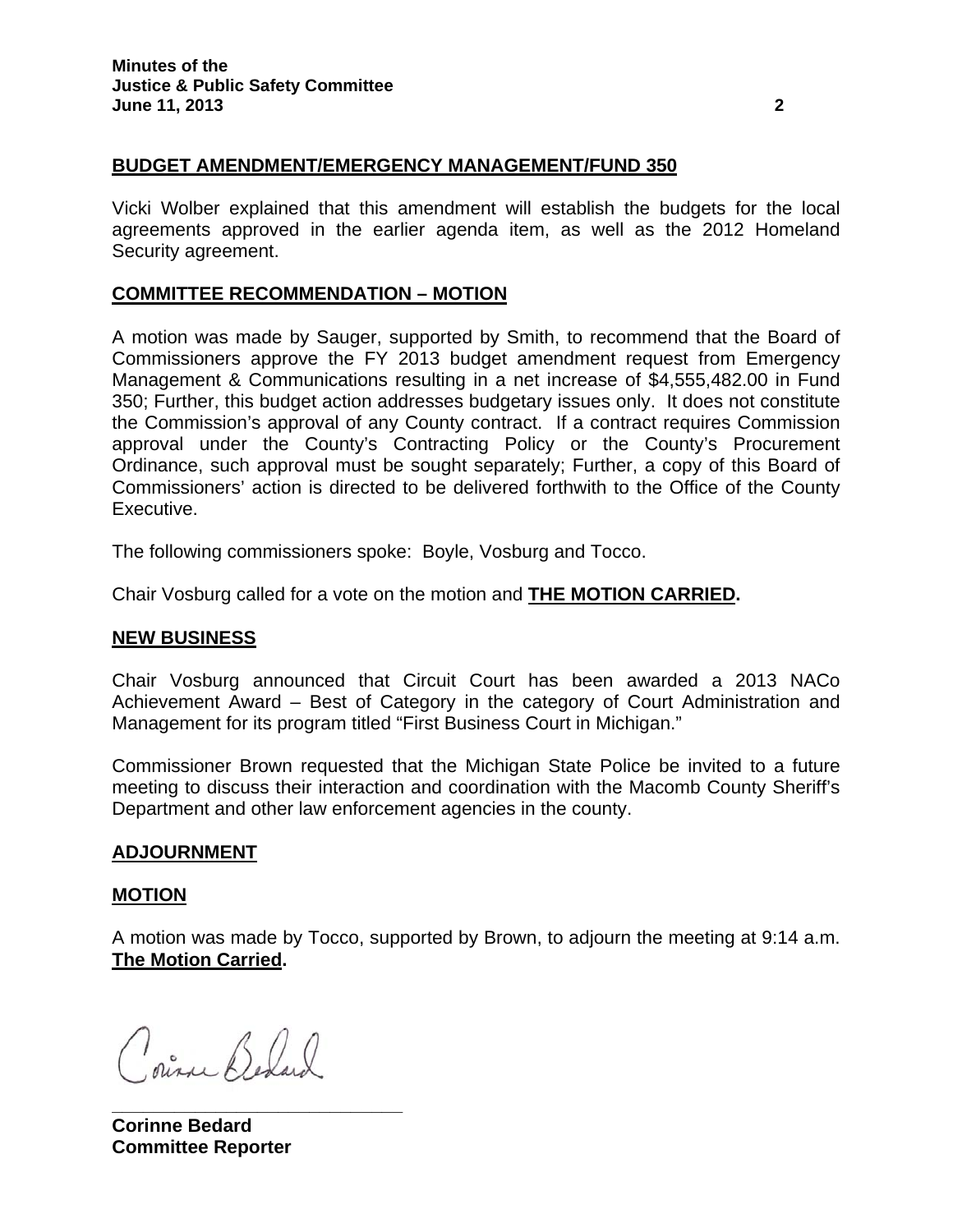**BUDGET AMENDMENT/EMERGENCY MANAGEMENT/FUND 350**

Vicki Wolber explained that this amendment will establish the budgets for the local agreements approved in the earlier agenda item, as well as the 2012 Homeland Security agreement.

**COMMITTEE RECOMMENDATION – MOTION**

A motion was made by Sauger, supported by Smith, to recommend that the Board of Commissioners approve the FY 2013 budget amendment request from Emergency Management & Communications resulting in a net increase of $4,555,482.00 in Fund 350; Further, this budget action addresses budgetary issues only. It does not constitute the Commission's approval of any County contract. If a contract requires Commission approval under the County's Contracting Policy or the County's Procurement Ordinance, such approval must be sought separately; Further, a copy of this Board of Commissioners' action is directed to be delivered forthwith to the Office of the County Executive.

The following commissioners spoke: Boyle, Vosburg and Tocco.

Chair Vosburg called for a vote on the motion and **THE MOTION CARRIED.**

**NEW BUSINESS**

Chair Vosburg announced that Circuit Court has been awarded a 2013 NACo Achievement Award – Best of Category in the category of Court Administration and Management for its program titled "First Business Court in Michigan."

Commissioner Brown requested that the Michigan State Police be invited to a future meeting to discuss their interaction and coordination with the Macomb County Sheriff's Department and other law enforcement agencies in the county.

**ADJOURNMENT**

**MOTION**

A motion was made by Tocco, supported by Brown, to adjourn the meeting at 9:14 a.m. **The Motion Carried.**

Corinne Bedard

**Corinne Bedard**
**Committee Reporter**